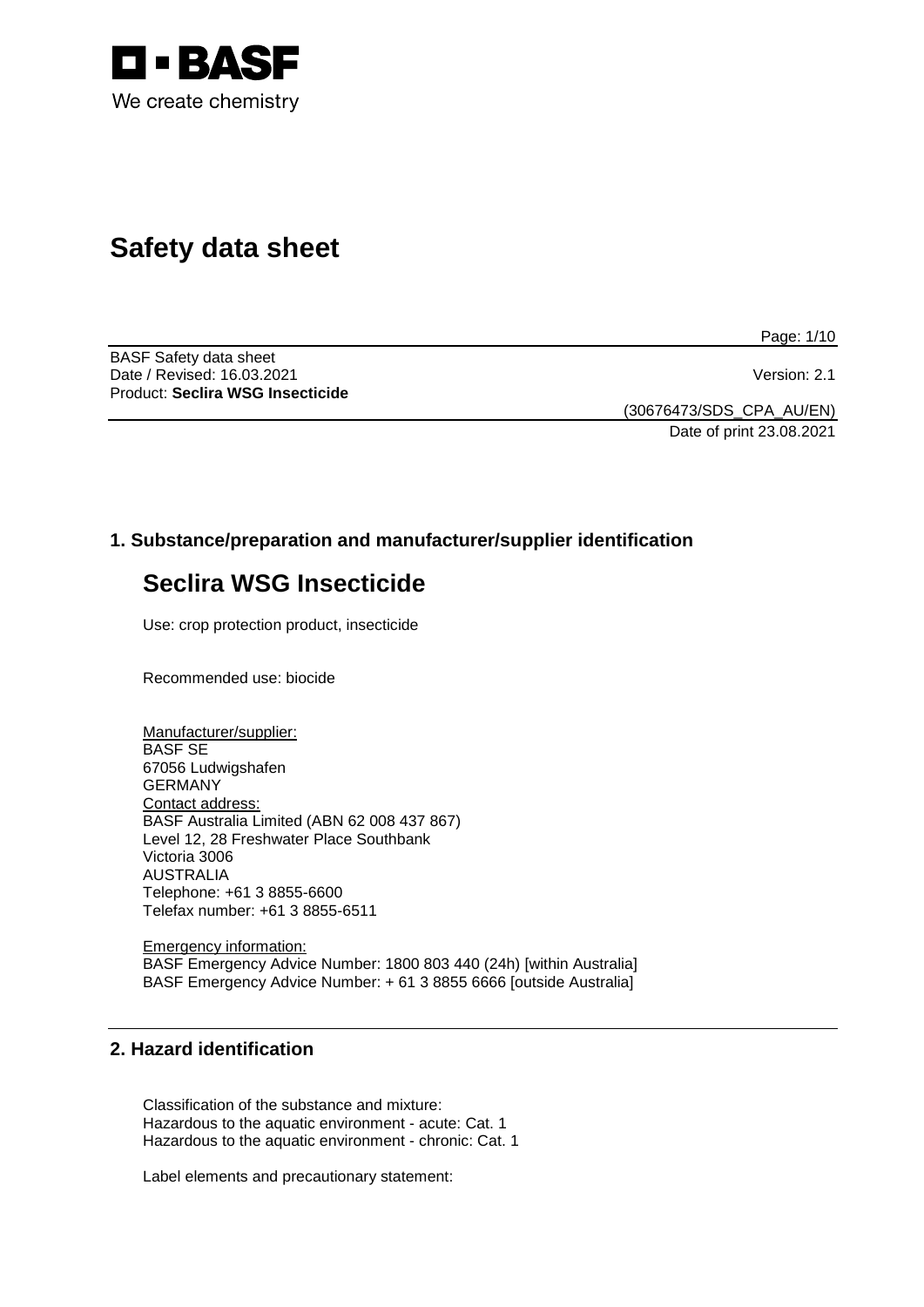# Safety data sheet

BASF Safety data sheet
Date / Revised: 16.03.2021
Version: 2.1
Product: **Seclira WSG Insecticide**

(30676473/SDS_CPA_AU/EN)
Date of print 23.08.2021

## 1. Substance/preparation and manufacturer/supplier identification

# Seclira WSG Insecticide

Use: crop protection product, insecticide

Recommended use: biocide

Manufacturer/supplier:
BASF SE
67056 Ludwigshafen
GERMANY
Contact address:
BASF Australia Limited (ABN 62 008 437 867)
Level 12, 28 Freshwater Place Southbank
Victoria 3006
AUSTRALIA
Telephone: +61 3 8855-6600
Telefax number: +61 3 8855-6511

Emergency information:
BASF Emergency Advice Number: 1800 803 440 (24h) [within Australia]
BASF Emergency Advice Number: + 61 3 8855 6666 [outside Australia]

## 2. Hazard identification

Classification of the substance and mixture:
Hazardous to the aquatic environment - acute: Cat. 1
Hazardous to the aquatic environment - chronic: Cat. 1

Label elements and precautionary statement: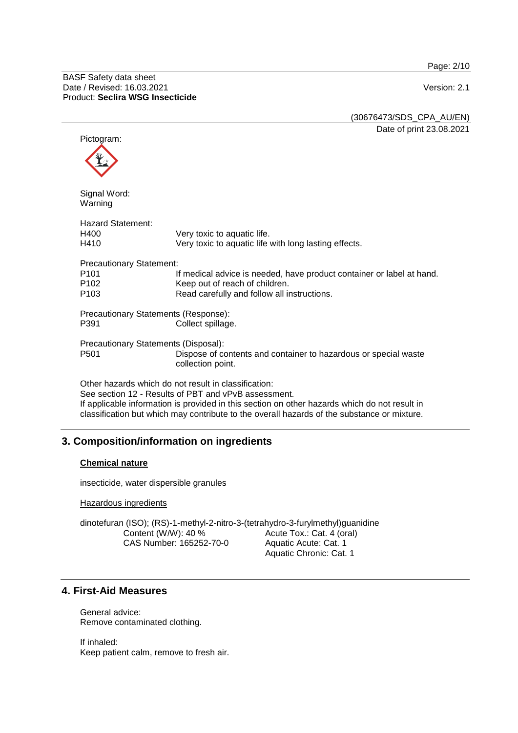Pictogram:

Signal Word:
Warning

Hazard Statement:

| | |
|---|---|
| H400 | Very toxic to aquatic life. |
| H410 | Very toxic to aquatic life with long lasting effects. |

Precautionary Statement:

| | |
|---|---|
| P101 | If medical advice is needed, have product container or label at hand. |
| P102 | Keep out of reach of children. |
| P103 | Read carefully and follow all instructions. |

Precautionary Statements (Response):

| | |
|---|---|
| P391 | Collect spillage. |

Precautionary Statements (Disposal):

| | |
|---|---|
| P501 | Dispose of contents and container to hazardous or special waste collection point. |

Other hazards which do not result in classification:
See section 12 - Results of PBT and vPvB assessment.
If applicable information is provided in this section on other hazards which do not result in classification but which may contribute to the overall hazards of the substance or mixture.

## 3. Composition/information on ingredients

**Chemical nature**

insecticide, water dispersible granules

Hazardous ingredients

dinotefuran (ISO); (RS)-1-methyl-2-nitro-3-(tetrahydro-3-furylmethyl)guanidine

| | |
|---|---|
| Content (W/W): 40 % | Acute Tox.: Cat. 4 (oral) |
| CAS Number: 165252-70-0 | Aquatic Acute: Cat. 1 |
| | Aquatic Chronic: Cat. 1 |

## 4. First-Aid Measures

General advice:
Remove contaminated clothing.

If inhaled:
Keep patient calm, remove to fresh air.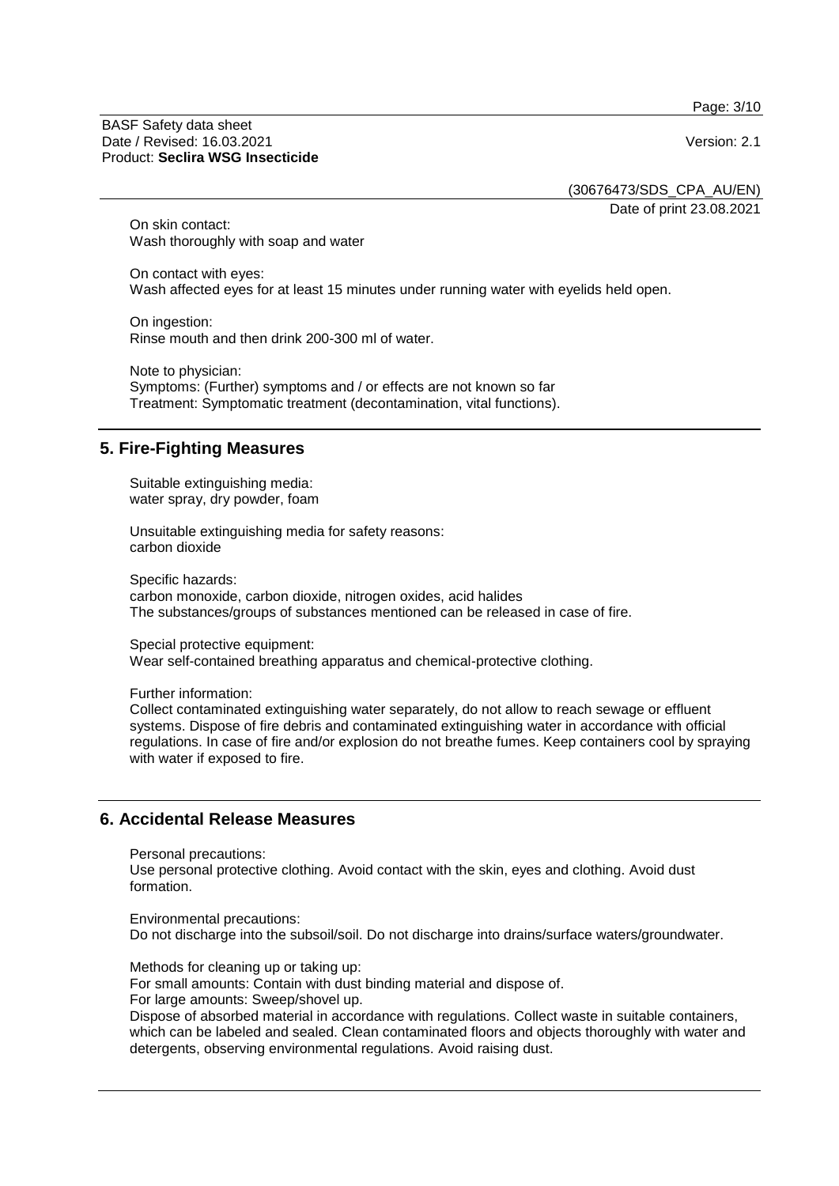On skin contact:
Wash thoroughly with soap and water

On contact with eyes:
Wash affected eyes for at least 15 minutes under running water with eyelids held open.

On ingestion:
Rinse mouth and then drink 200-300 ml of water.

Note to physician:
Symptoms: (Further) symptoms and / or effects are not known so far
Treatment: Symptomatic treatment (decontamination, vital functions).

## 5. Fire-Fighting Measures

Suitable extinguishing media:
water spray, dry powder, foam

Unsuitable extinguishing media for safety reasons:
carbon dioxide

Specific hazards:
carbon monoxide, carbon dioxide, nitrogen oxides, acid halides
The substances/groups of substances mentioned can be released in case of fire.

Special protective equipment:
Wear self-contained breathing apparatus and chemical-protective clothing.

Further information:
Collect contaminated extinguishing water separately, do not allow to reach sewage or effluent systems. Dispose of fire debris and contaminated extinguishing water in accordance with official regulations. In case of fire and/or explosion do not breathe fumes. Keep containers cool by spraying with water if exposed to fire.

## 6. Accidental Release Measures

Personal precautions:
Use personal protective clothing. Avoid contact with the skin, eyes and clothing. Avoid dust formation.

Environmental precautions:
Do not discharge into the subsoil/soil. Do not discharge into drains/surface waters/groundwater.

Methods for cleaning up or taking up:
For small amounts: Contain with dust binding material and dispose of.
For large amounts: Sweep/shovel up.
Dispose of absorbed material in accordance with regulations. Collect waste in suitable containers, which can be labeled and sealed. Clean contaminated floors and objects thoroughly with water and detergents, observing environmental regulations. Avoid raising dust.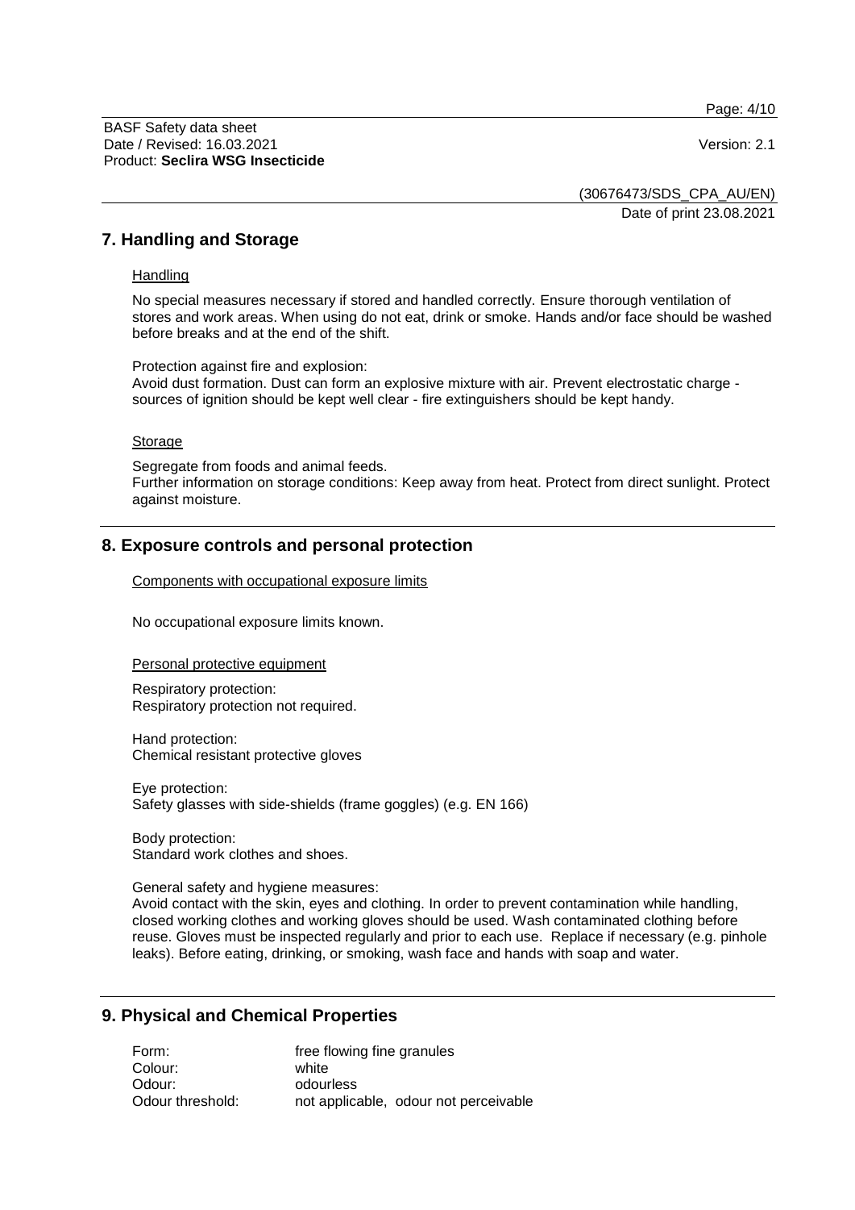## 7. Handling and Storage

Handling

No special measures necessary if stored and handled correctly. Ensure thorough ventilation of stores and work areas. When using do not eat, drink or smoke. Hands and/or face should be washed before breaks and at the end of the shift.

Protection against fire and explosion:
Avoid dust formation. Dust can form an explosive mixture with air. Prevent electrostatic charge - sources of ignition should be kept well clear - fire extinguishers should be kept handy.

Storage

Segregate from foods and animal feeds.
Further information on storage conditions: Keep away from heat. Protect from direct sunlight. Protect against moisture.

## 8. Exposure controls and personal protection

Components with occupational exposure limits

No occupational exposure limits known.

Personal protective equipment

Respiratory protection:
Respiratory protection not required.

Hand protection:
Chemical resistant protective gloves

Eye protection:
Safety glasses with side-shields (frame goggles) (e.g. EN 166)

Body protection:
Standard work clothes and shoes.

General safety and hygiene measures:
Avoid contact with the skin, eyes and clothing. In order to prevent contamination while handling, closed working clothes and working gloves should be used. Wash contaminated clothing before reuse. Gloves must be inspected regularly and prior to each use. Replace if necessary (e.g. pinhole leaks). Before eating, drinking, or smoking, wash face and hands with soap and water.

## 9. Physical and Chemical Properties

| | |
|---|---|
| Form: | free flowing fine granules |
| Colour: | white |
| Odour: | odourless |
| Odour threshold: | not applicable, odour not perceivable |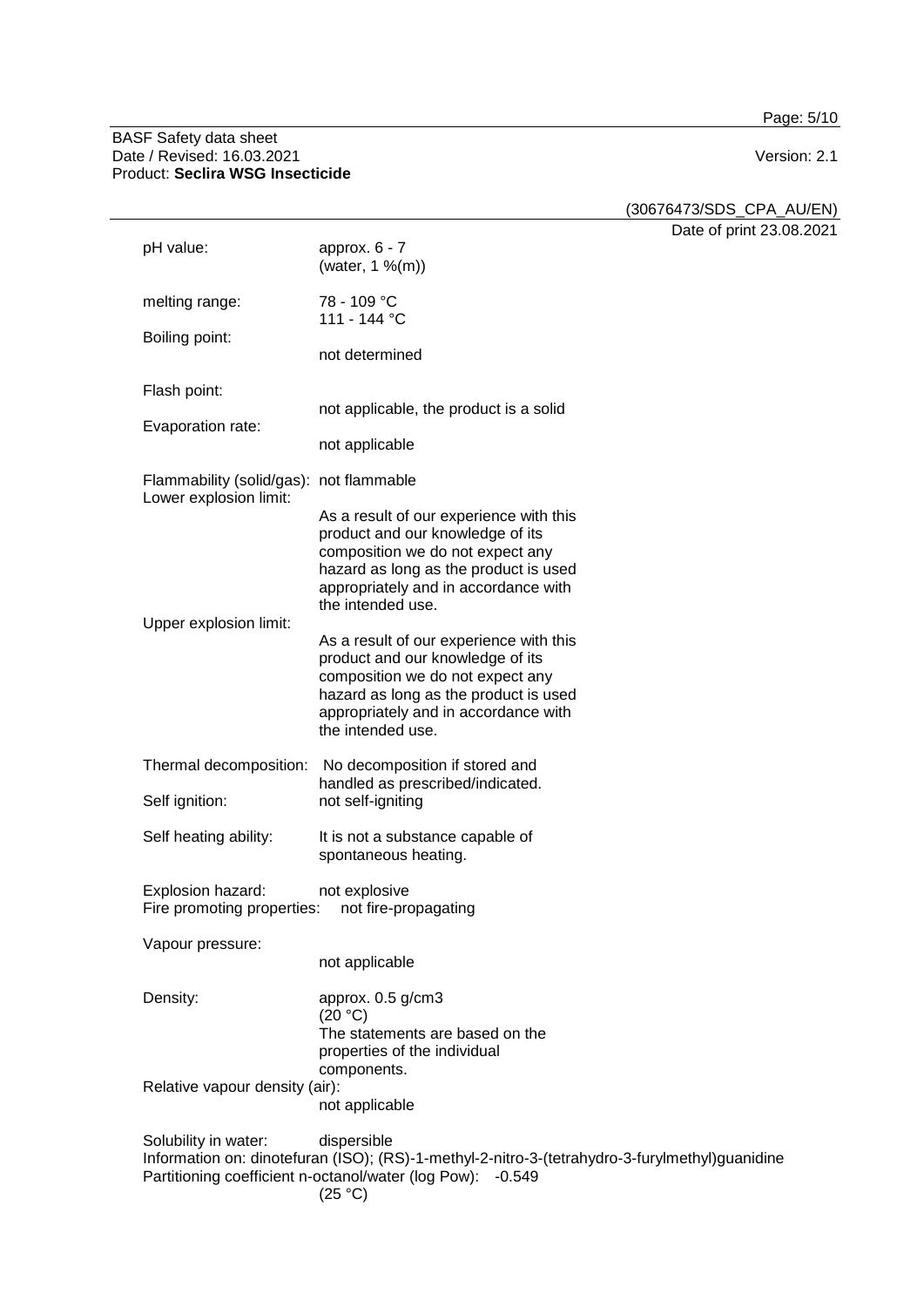(30676473/SDS_CPA_AU/EN)

Date of print 23.08.2021

| | |
|---|---|
| pH value: | approx. 6 - 7<br>(water, 1 %(m)) |
| melting range: | 78 - 109 °C<br>111 - 144 °C |
| Boiling point: | not determined |
| Flash point: | not applicable, the product is a solid |
| Evaporation rate: | not applicable |
| Flammability (solid/gas): | not flammable |
| Lower explosion limit: | As a result of our experience with this product and our knowledge of its composition we do not expect any hazard as long as the product is used appropriately and in accordance with the intended use. |
| Upper explosion limit: | As a result of our experience with this product and our knowledge of its composition we do not expect any hazard as long as the product is used appropriately and in accordance with the intended use. |
| Thermal decomposition: | No decomposition if stored and handled as prescribed/indicated. |
| Self ignition: | not self-igniting |
| Self heating ability: | It is not a substance capable of spontaneous heating. |
| Explosion hazard: | not explosive |
| Fire promoting properties: | not fire-propagating |
| Vapour pressure: | not applicable |
| Density: | approx. 0.5 g/cm3<br>(20 °C)<br>The statements are based on the properties of the individual components. |
| Relative vapour density (air): | not applicable |
| Solubility in water: | dispersible |

Information on: dinotefuran (ISO); (RS)-1-methyl-2-nitro-3-(tetrahydro-3-furylmethyl)guanidine

Partitioning coefficient n-octanol/water (log Pow): -0.549
(25 °C)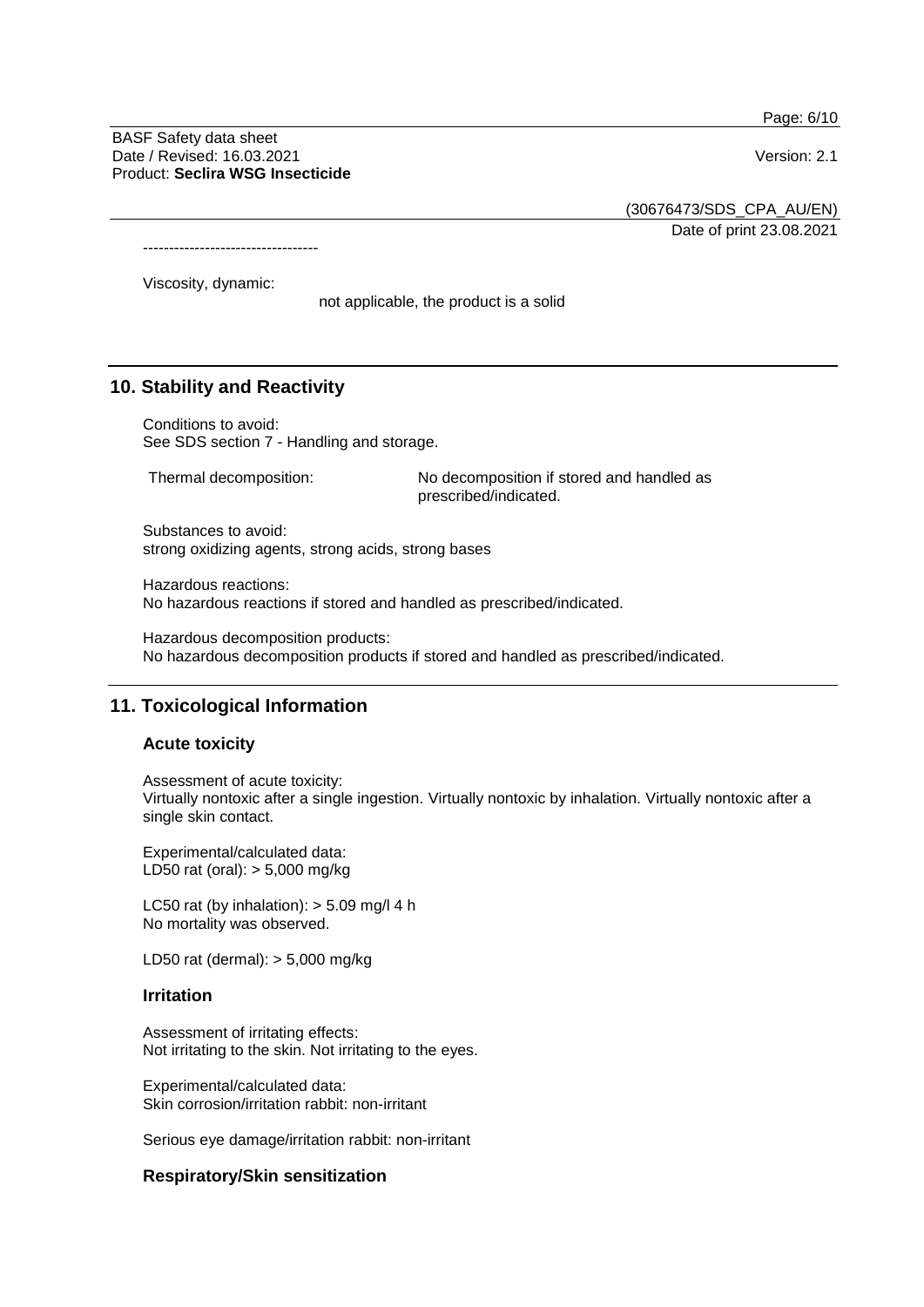----------------------------------

Viscosity, dynamic:

not applicable, the product is a solid

## 10. Stability and Reactivity

Conditions to avoid:
See SDS section 7 - Handling and storage.

Thermal decomposition: No decomposition if stored and handled as prescribed/indicated.

Substances to avoid:
strong oxidizing agents, strong acids, strong bases

Hazardous reactions:
No hazardous reactions if stored and handled as prescribed/indicated.

Hazardous decomposition products:
No hazardous decomposition products if stored and handled as prescribed/indicated.

## 11. Toxicological Information

### Acute toxicity

Assessment of acute toxicity:
Virtually nontoxic after a single ingestion. Virtually nontoxic by inhalation. Virtually nontoxic after a single skin contact.

Experimental/calculated data:
LD50 rat (oral): > 5,000 mg/kg

LC50 rat (by inhalation): > 5.09 mg/l 4 h
No mortality was observed.

LD50 rat (dermal): > 5,000 mg/kg

### Irritation

Assessment of irritating effects:
Not irritating to the skin. Not irritating to the eyes.

Experimental/calculated data:
Skin corrosion/irritation rabbit: non-irritant

Serious eye damage/irritation rabbit: non-irritant

### Respiratory/Skin sensitization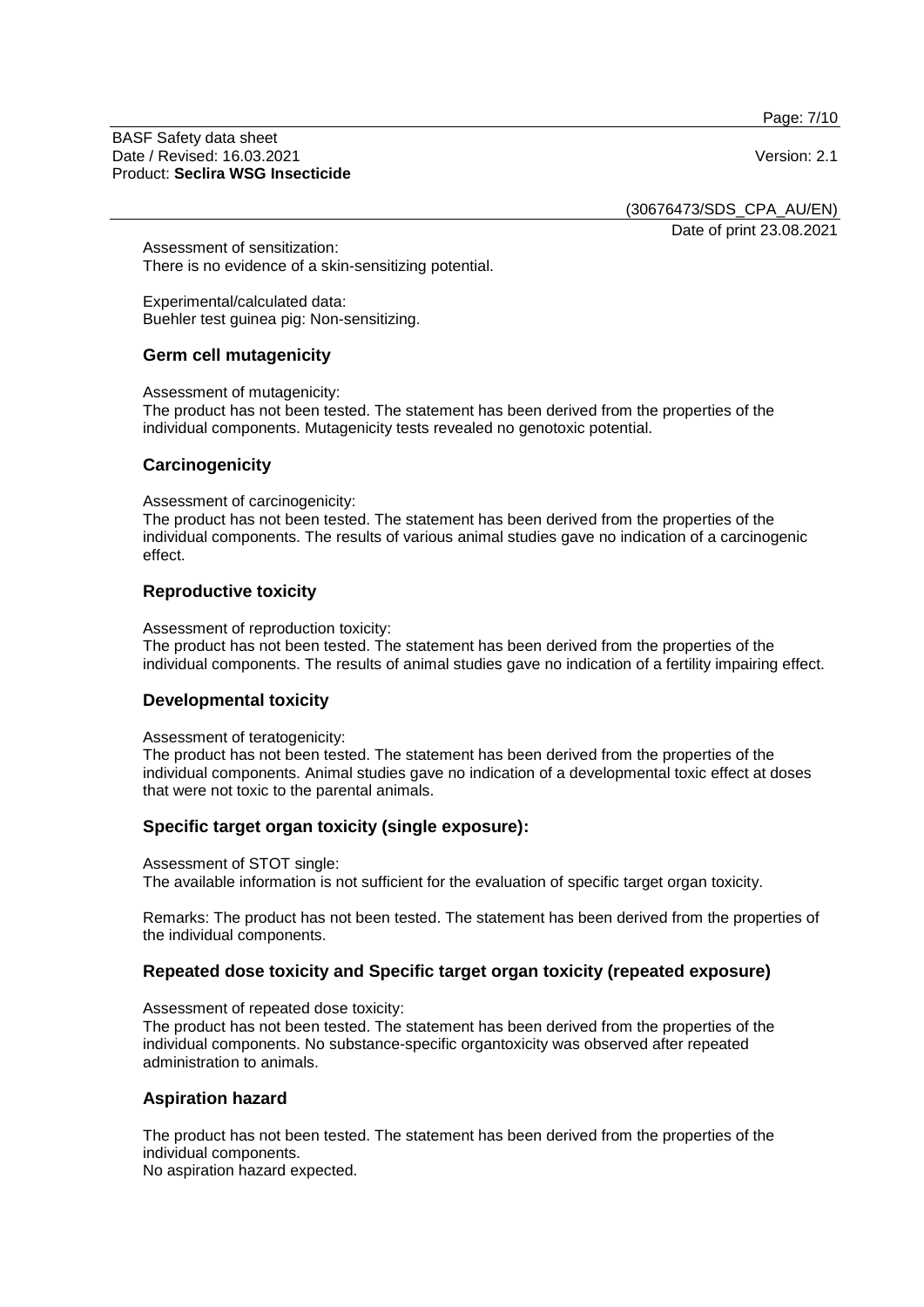Assessment of sensitization:
There is no evidence of a skin-sensitizing potential.

Experimental/calculated data:
Buehler test guinea pig: Non-sensitizing.

## Germ cell mutagenicity

Assessment of mutagenicity:
The product has not been tested. The statement has been derived from the properties of the individual components. Mutagenicity tests revealed no genotoxic potential.

## Carcinogenicity

Assessment of carcinogenicity:
The product has not been tested. The statement has been derived from the properties of the individual components. The results of various animal studies gave no indication of a carcinogenic effect.

## Reproductive toxicity

Assessment of reproduction toxicity:
The product has not been tested. The statement has been derived from the properties of the individual components. The results of animal studies gave no indication of a fertility impairing effect.

## Developmental toxicity

Assessment of teratogenicity:
The product has not been tested. The statement has been derived from the properties of the individual components. Animal studies gave no indication of a developmental toxic effect at doses that were not toxic to the parental animals.

## Specific target organ toxicity (single exposure):

Assessment of STOT single:
The available information is not sufficient for the evaluation of specific target organ toxicity.

Remarks: The product has not been tested. The statement has been derived from the properties of the individual components.

## Repeated dose toxicity and Specific target organ toxicity (repeated exposure)

Assessment of repeated dose toxicity:
The product has not been tested. The statement has been derived from the properties of the individual components. No substance-specific organtoxicity was observed after repeated administration to animals.

## Aspiration hazard

The product has not been tested. The statement has been derived from the properties of the individual components.
No aspiration hazard expected.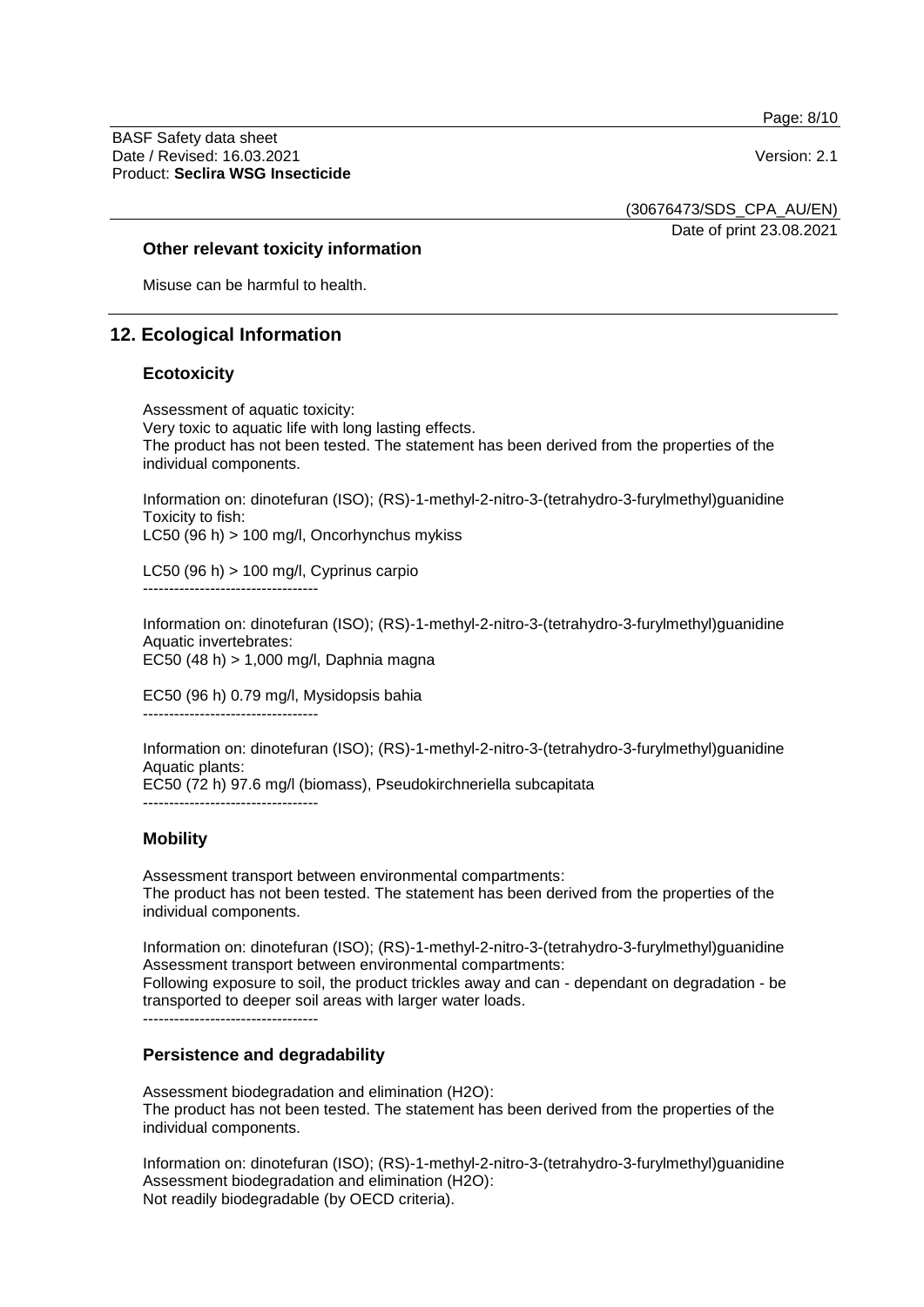### Other relevant toxicity information

Misuse can be harmful to health.

## 12. Ecological Information

### Ecotoxicity

Assessment of aquatic toxicity:
Very toxic to aquatic life with long lasting effects.
The product has not been tested. The statement has been derived from the properties of the individual components.

Information on: dinotefuran (ISO); (RS)-1-methyl-2-nitro-3-(tetrahydro-3-furylmethyl)guanidine
Toxicity to fish:
LC50 (96 h) > 100 mg/l, Oncorhynchus mykiss

LC50 (96 h) > 100 mg/l, Cyprinus carpio

----------------------------------

Information on: dinotefuran (ISO); (RS)-1-methyl-2-nitro-3-(tetrahydro-3-furylmethyl)guanidine
Aquatic invertebrates:
EC50 (48 h) > 1,000 mg/l, Daphnia magna

EC50 (96 h) 0.79 mg/l, Mysidopsis bahia

----------------------------------

Information on: dinotefuran (ISO); (RS)-1-methyl-2-nitro-3-(tetrahydro-3-furylmethyl)guanidine
Aquatic plants:
EC50 (72 h) 97.6 mg/l (biomass), Pseudokirchneriella subcapitata

----------------------------------

### Mobility

Assessment transport between environmental compartments:
The product has not been tested. The statement has been derived from the properties of the individual components.

Information on: dinotefuran (ISO); (RS)-1-methyl-2-nitro-3-(tetrahydro-3-furylmethyl)guanidine
Assessment transport between environmental compartments:
Following exposure to soil, the product trickles away and can - dependant on degradation - be transported to deeper soil areas with larger water loads.

----------------------------------

### Persistence and degradability

Assessment biodegradation and elimination ($H_2O$):
The product has not been tested. The statement has been derived from the properties of the individual components.

Information on: dinotefuran (ISO); (RS)-1-methyl-2-nitro-3-(tetrahydro-3-furylmethyl)guanidine
Assessment biodegradation and elimination ($H_2O$):
Not readily biodegradable (by OECD criteria).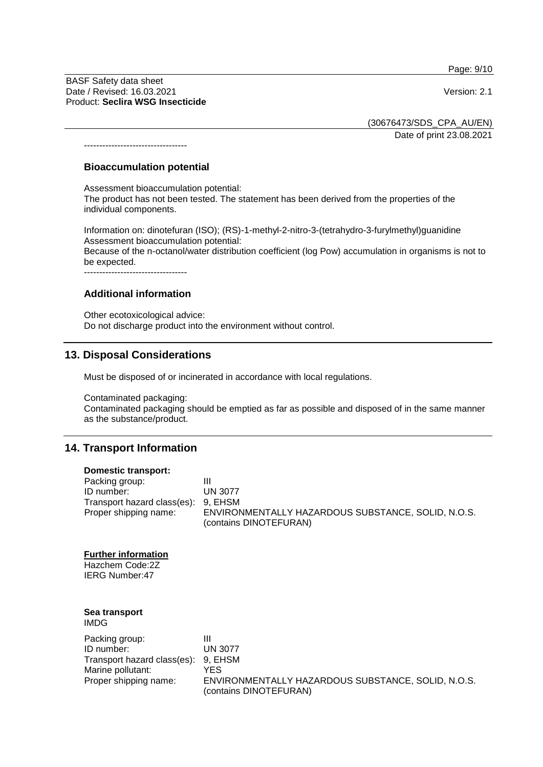----------------------------------

### Bioaccumulation potential

Assessment bioaccumulation potential:
The product has not been tested. The statement has been derived from the properties of the individual components.

Information on: dinotefuran (ISO); (RS)-1-methyl-2-nitro-3-(tetrahydro-3-furylmethyl)guanidine
Assessment bioaccumulation potential:
Because of the n-octanol/water distribution coefficient (log Pow) accumulation in organisms is not to be expected.

----------------------------------

### Additional information

Other ecotoxicological advice:
Do not discharge product into the environment without control.

## 13. Disposal Considerations

Must be disposed of or incinerated in accordance with local regulations.

Contaminated packaging:
Contaminated packaging should be emptied as far as possible and disposed of in the same manner as the substance/product.

## 14. Transport Information

**Domestic transport:**

| | |
|---|---|
| Packing group: | III |
| ID number: | UN 3077 |
| Transport hazard class(es): | 9, EHSM |
| Proper shipping name: | ENVIRONMENTALLY HAZARDOUS SUBSTANCE, SOLID, N.O.S. (contains DINOTEFURAN) |

**Further information**

Hazchem Code:2Z
IERG Number:47

**Sea transport**
IMDG

| | |
|---|---|
| Packing group: | III |
| ID number: | UN 3077 |
| Transport hazard class(es): | 9, EHSM |
| Marine pollutant: | YES |
| Proper shipping name: | ENVIRONMENTALLY HAZARDOUS SUBSTANCE, SOLID, N.O.S. (contains DINOTEFURAN) |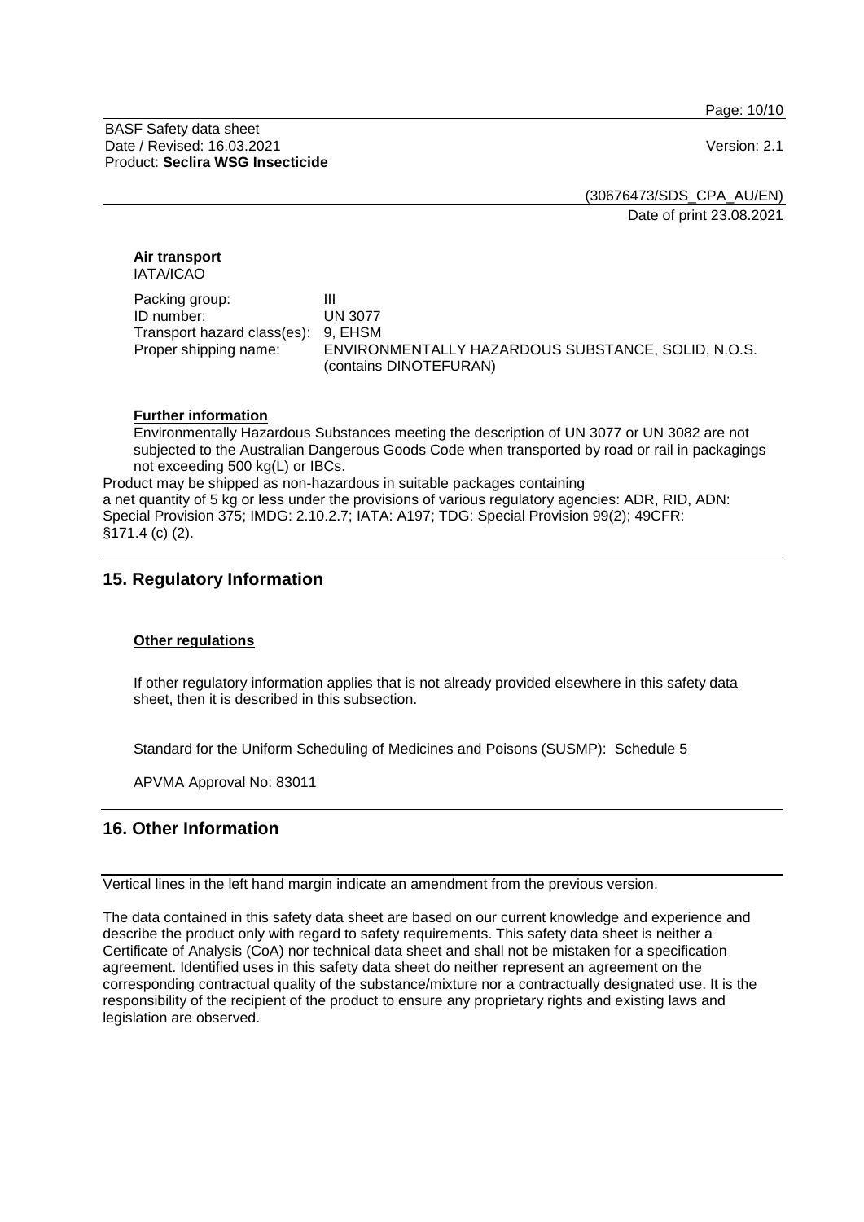**Air transport**
IATA/ICAO

| | |
|---|---|
| Packing group: | III |
| ID number: | UN 3077 |
| Transport hazard class(es): | 9, EHSM |
| Proper shipping name: | ENVIRONMENTALLY HAZARDOUS SUBSTANCE, SOLID, N.O.S. (contains DINOTEFURAN) |

**Further information**

Environmentally Hazardous Substances meeting the description of UN 3077 or UN 3082 are not subjected to the Australian Dangerous Goods Code when transported by road or rail in packagings not exceeding 500 kg(L) or IBCs.

Product may be shipped as non-hazardous in suitable packages containing a net quantity of 5 kg or less under the provisions of various regulatory agencies: ADR, RID, ADN: Special Provision 375; IMDG: 2.10.2.7; IATA: A197; TDG: Special Provision 99(2); 49CFR: §171.4 (c) (2).

## 15. Regulatory Information

**Other regulations**

If other regulatory information applies that is not already provided elsewhere in this safety data sheet, then it is described in this subsection.

Standard for the Uniform Scheduling of Medicines and Poisons (SUSMP): Schedule 5

APVMA Approval No: 83011

## 16. Other Information

Vertical lines in the left hand margin indicate an amendment from the previous version.

The data contained in this safety data sheet are based on our current knowledge and experience and describe the product only with regard to safety requirements. This safety data sheet is neither a Certificate of Analysis (CoA) nor technical data sheet and shall not be mistaken for a specification agreement. Identified uses in this safety data sheet do neither represent an agreement on the corresponding contractual quality of the substance/mixture nor a contractually designated use. It is the responsibility of the recipient of the product to ensure any proprietary rights and existing laws and legislation are observed.